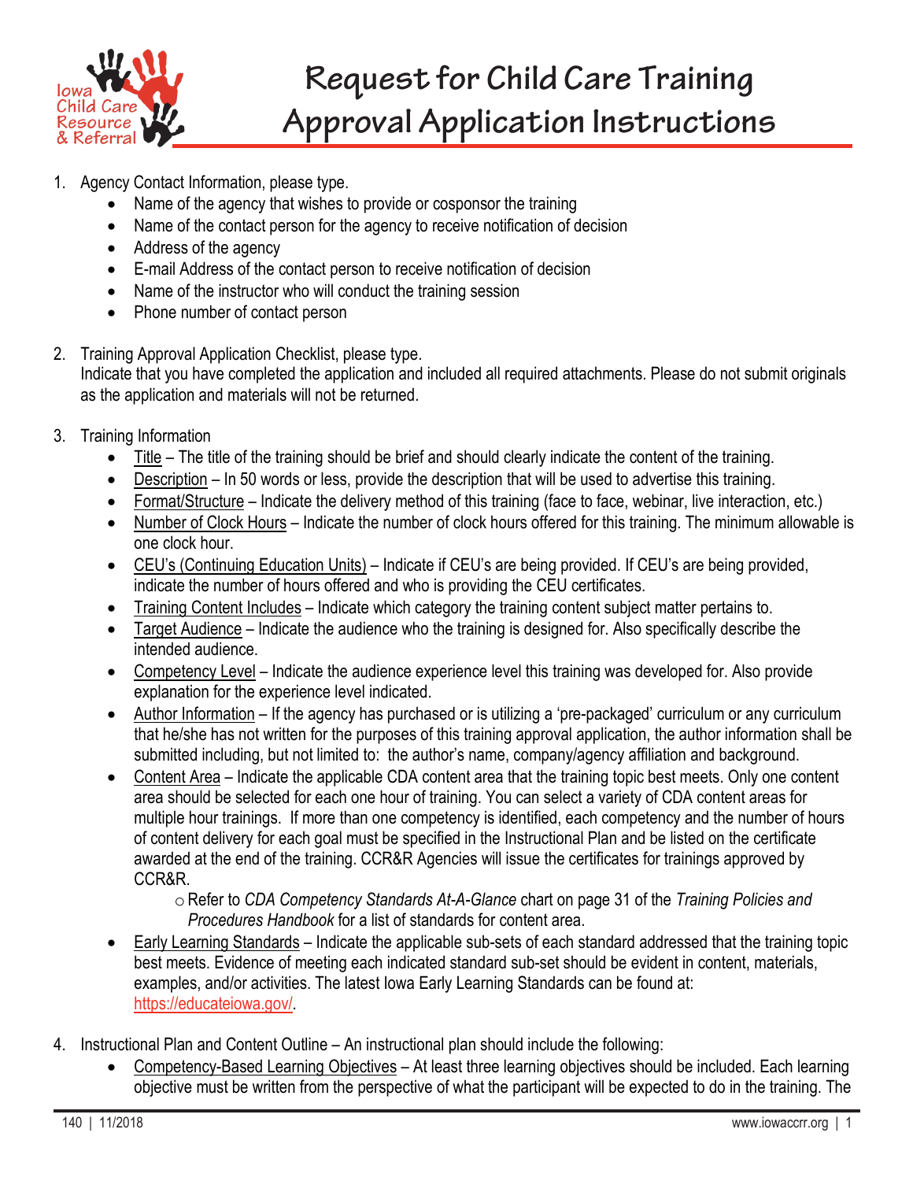# Request for Child Care Training Approval Application Instructions

1. Agency Contact Information, please type.
   - Name of the agency that wishes to provide or cosponsor the training
   - Name of the contact person for the agency to receive notification of decision
   - Address of the agency
   - E-mail Address of the contact person to receive notification of decision
   - Name of the instructor who will conduct the training session
   - Phone number of contact person

2. Training Approval Application Checklist, please type.
   Indicate that you have completed the application and included all required attachments. Please do not submit originals as the application and materials will not be returned.

3. Training Information
   - Title – The title of the training should be brief and should clearly indicate the content of the training.
   - Description – In 50 words or less, provide the description that will be used to advertise this training.
   - Format/Structure – Indicate the delivery method of this training (face to face, webinar, live interaction, etc.)
   - Number of Clock Hours – Indicate the number of clock hours offered for this training. The minimum allowable is one clock hour.
   - CEU's (Continuing Education Units) – Indicate if CEU's are being provided. If CEU's are being provided, indicate the number of hours offered and who is providing the CEU certificates.
   - Training Content Includes – Indicate which category the training content subject matter pertains to.
   - Target Audience – Indicate the audience who the training is designed for. Also specifically describe the intended audience.
   - Competency Level – Indicate the audience experience level this training was developed for. Also provide explanation for the experience level indicated.
   - Author Information – If the agency has purchased or is utilizing a 'pre-packaged' curriculum or any curriculum that he/she has not written for the purposes of this training approval application, the author information shall be submitted including, but not limited to: the author's name, company/agency affiliation and background.
   - Content Area – Indicate the applicable CDA content area that the training topic best meets. Only one content area should be selected for each one hour of training. You can select a variety of CDA content areas for multiple hour trainings. If more than one competency is identified, each competency and the number of hours of content delivery for each goal must be specified in the Instructional Plan and be listed on the certificate awarded at the end of the training. CCR&R Agencies will issue the certificates for trainings approved by CCR&R.
     - Refer to *CDA Competency Standards At-A-Glance* chart on page 31 of the *Training Policies and Procedures Handbook* for a list of standards for content area.
   - Early Learning Standards – Indicate the applicable sub-sets of each standard addressed that the training topic best meets. Evidence of meeting each indicated standard sub-set should be evident in content, materials, examples, and/or activities. The latest Iowa Early Learning Standards can be found at: https://educateiowa.gov/.

4. Instructional Plan and Content Outline – An instructional plan should include the following:
   - Competency-Based Learning Objectives – At least three learning objectives should be included. Each learning objective must be written from the perspective of what the participant will be expected to do in the training. The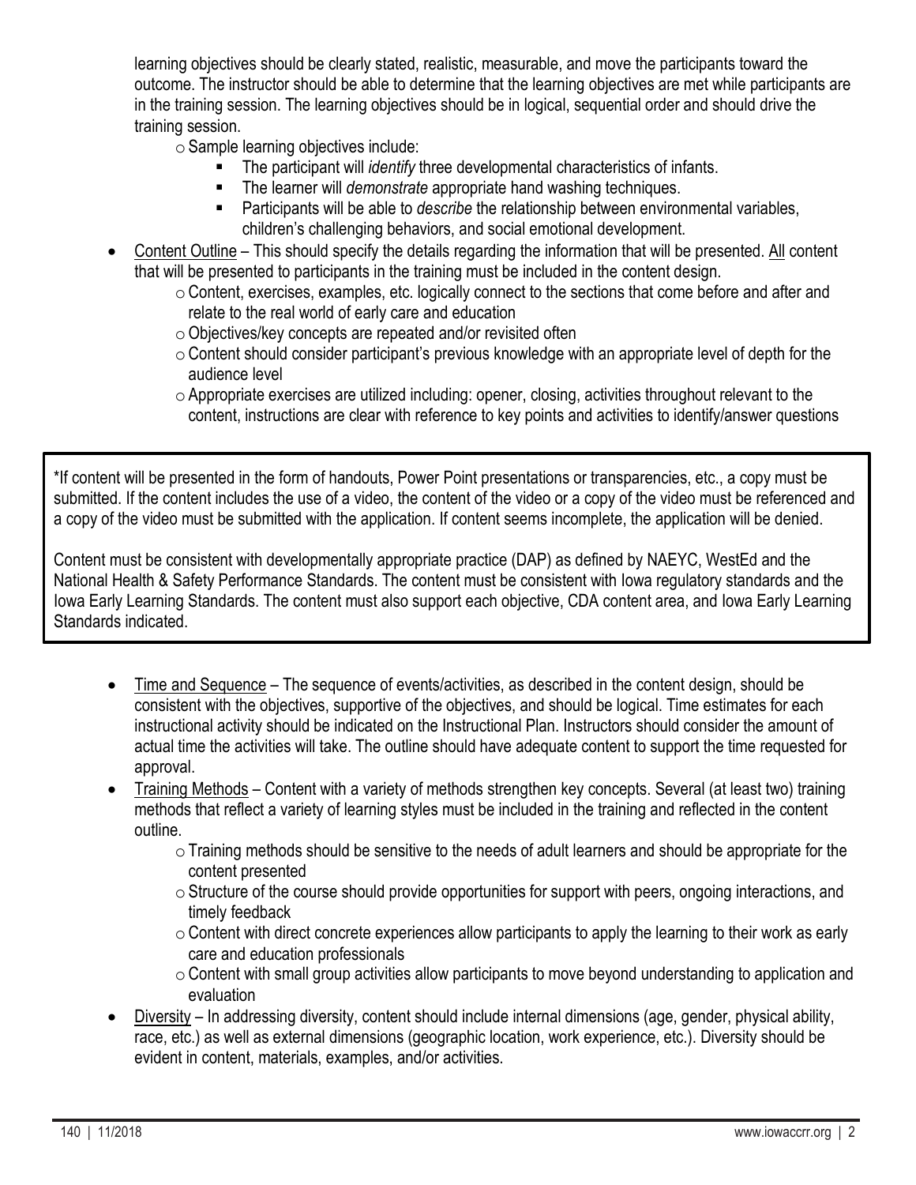learning objectives should be clearly stated, realistic, measurable, and move the participants toward the outcome. The instructor should be able to determine that the learning objectives are met while participants are in the training session. The learning objectives should be in logical, sequential order and should drive the training session.

  - Sample learning objectives include:
    - The participant will *identify* three developmental characteristics of infants.
    - The learner will *demonstrate* appropriate hand washing techniques.
    - Participants will be able to *describe* the relationship between environmental variables, children's challenging behaviors, and social emotional development.

- Content Outline – This should specify the details regarding the information that will be presented. All content that will be presented to participants in the training must be included in the content design.
  - Content, exercises, examples, etc. logically connect to the sections that come before and after and relate to the real world of early care and education
  - Objectives/key concepts are repeated and/or revisited often
  - Content should consider participant's previous knowledge with an appropriate level of depth for the audience level
  - Appropriate exercises are utilized including: opener, closing, activities throughout relevant to the content, instructions are clear with reference to key points and activities to identify/answer questions

*If content will be presented in the form of handouts, Power Point presentations or transparencies, etc., a copy must be submitted. If the content includes the use of a video, the content of the video or a copy of the video must be referenced and a copy of the video must be submitted with the application. If content seems incomplete, the application will be denied.

Content must be consistent with developmentally appropriate practice (DAP) as defined by NAEYC, WestEd and the National Health & Safety Performance Standards. The content must be consistent with Iowa regulatory standards and the Iowa Early Learning Standards. The content must also support each objective, CDA content area, and Iowa Early Learning Standards indicated.

- Time and Sequence – The sequence of events/activities, as described in the content design, should be consistent with the objectives, supportive of the objectives, and should be logical. Time estimates for each instructional activity should be indicated on the Instructional Plan. Instructors should consider the amount of actual time the activities will take. The outline should have adequate content to support the time requested for approval.
- Training Methods – Content with a variety of methods strengthen key concepts. Several (at least two) training methods that reflect a variety of learning styles must be included in the training and reflected in the content outline.
  - Training methods should be sensitive to the needs of adult learners and should be appropriate for the content presented
  - Structure of the course should provide opportunities for support with peers, ongoing interactions, and timely feedback
  - Content with direct concrete experiences allow participants to apply the learning to their work as early care and education professionals
  - Content with small group activities allow participants to move beyond understanding to application and evaluation
- Diversity – In addressing diversity, content should include internal dimensions (age, gender, physical ability, race, etc.) as well as external dimensions (geographic location, work experience, etc.). Diversity should be evident in content, materials, examples, and/or activities.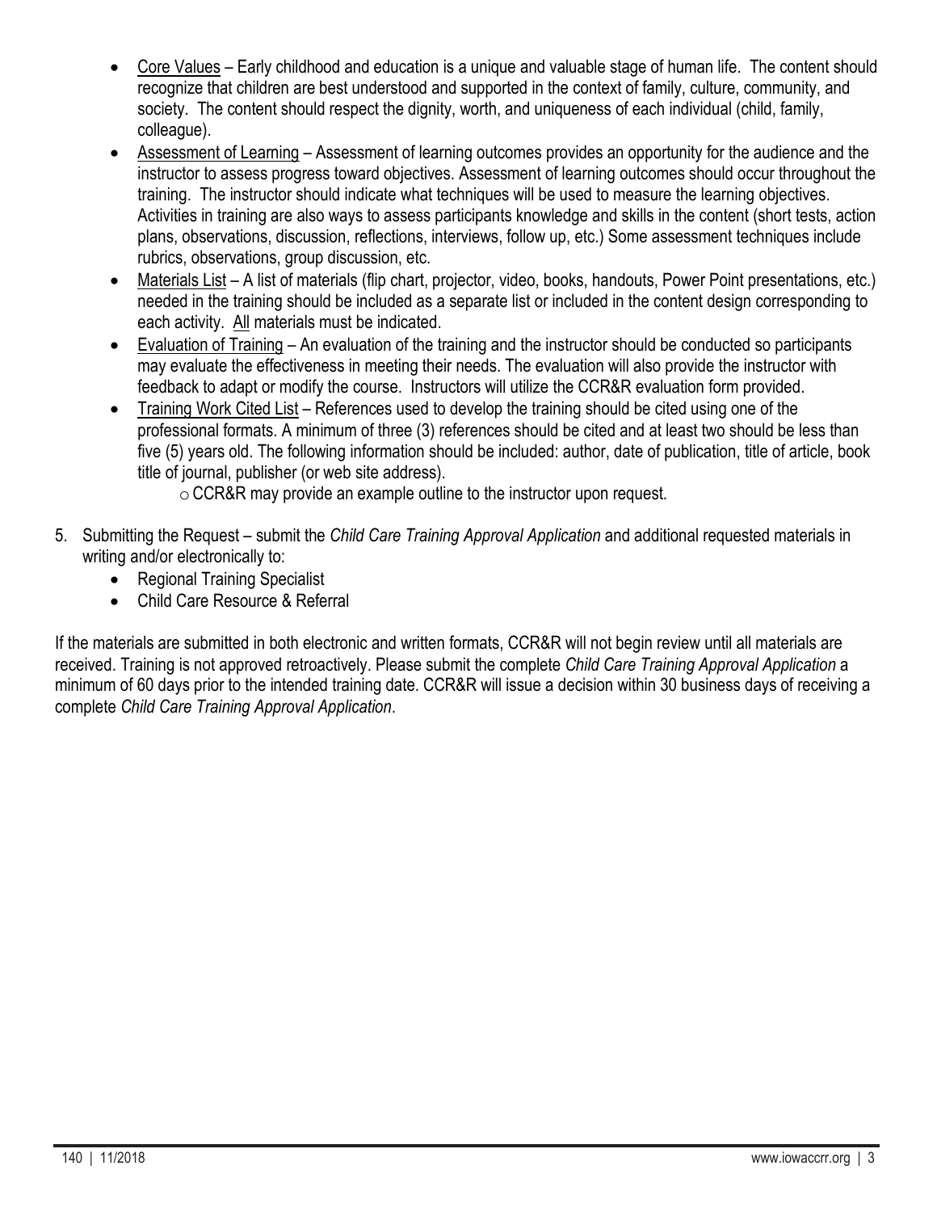- Core Values – Early childhood and education is a unique and valuable stage of human life. The content should recognize that children are best understood and supported in the context of family, culture, community, and society. The content should respect the dignity, worth, and uniqueness of each individual (child, family, colleague).
- Assessment of Learning – Assessment of learning outcomes provides an opportunity for the audience and the instructor to assess progress toward objectives. Assessment of learning outcomes should occur throughout the training. The instructor should indicate what techniques will be used to measure the learning objectives. Activities in training are also ways to assess participants knowledge and skills in the content (short tests, action plans, observations, discussion, reflections, interviews, follow up, etc.) Some assessment techniques include rubrics, observations, group discussion, etc.
- Materials List – A list of materials (flip chart, projector, video, books, handouts, Power Point presentations, etc.) needed in the training should be included as a separate list or included in the content design corresponding to each activity. All materials must be indicated.
- Evaluation of Training – An evaluation of the training and the instructor should be conducted so participants may evaluate the effectiveness in meeting their needs. The evaluation will also provide the instructor with feedback to adapt or modify the course. Instructors will utilize the CCR&R evaluation form provided.
- Training Work Cited List – References used to develop the training should be cited using one of the professional formats. A minimum of three (3) references should be cited and at least two should be less than five (5) years old. The following information should be included: author, date of publication, title of article, book title of journal, publisher (or web site address).
    - CCR&R may provide an example outline to the instructor upon request.

5. Submitting the Request – submit the *Child Care Training Approval Application* and additional requested materials in writing and/or electronically to:
    - Regional Training Specialist
    - Child Care Resource & Referral

If the materials are submitted in both electronic and written formats, CCR&R will not begin review until all materials are received. Training is not approved retroactively. Please submit the complete *Child Care Training Approval Application* a minimum of 60 days prior to the intended training date. CCR&R will issue a decision within 30 business days of receiving a complete *Child Care Training Approval Application*.